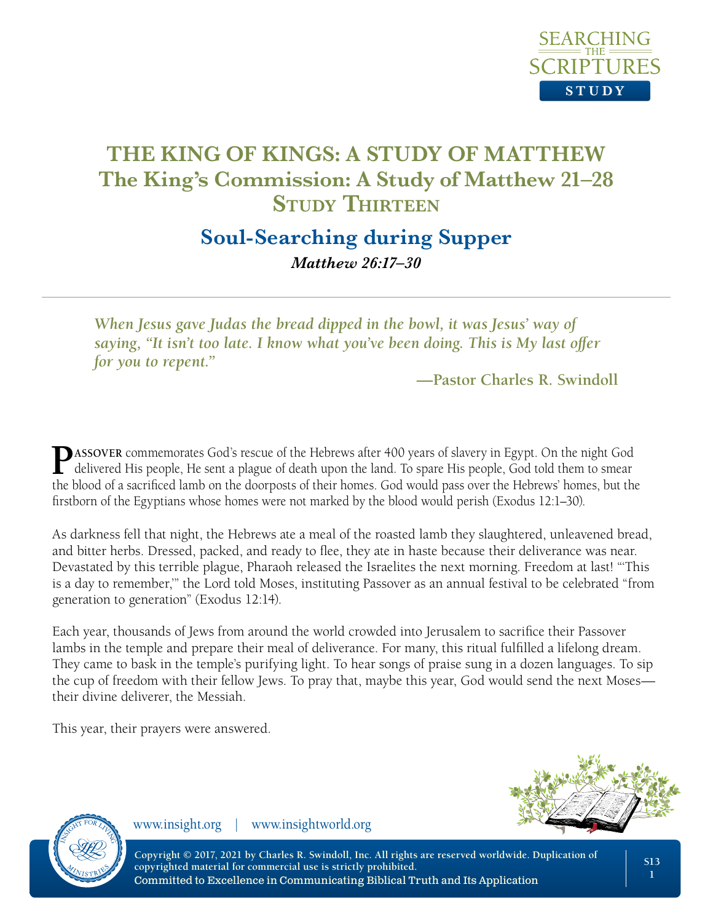# THE KING OF KINGS: A STUDY OF MATTHEW

## The King's Commission: A Study of Matthew 21–28

## Study Thirteen

## Soul-Searching during Supper

***Matthew 26:17–30***

---

***When Jesus gave Judas the bread dipped in the bowl, it was Jesus' way of saying, "It isn't too late. I know what you've been doing. This is My last offer for you to repent."***

**—Pastor Charles R. Swindoll**

**PASSOVER** commemorates God's rescue of the Hebrews after 400 years of slavery in Egypt. On the night God delivered His people, He sent a plague of death upon the land. To spare His people, God told them to smear the blood of a sacrificed lamb on the doorposts of their homes. God would pass over the Hebrews' homes, but the firstborn of the Egyptians whose homes were not marked by the blood would perish (Exodus 12:1–30).

As darkness fell that night, the Hebrews ate a meal of the roasted lamb they slaughtered, unleavened bread, and bitter herbs. Dressed, packed, and ready to flee, they ate in haste because their deliverance was near. Devastated by this terrible plague, Pharaoh released the Israelites the next morning. Freedom at last! "'This is a day to remember,'" the Lord told Moses, instituting Passover as an annual festival to be celebrated "from generation to generation" (Exodus 12:14).

Each year, thousands of Jews from around the world crowded into Jerusalem to sacrifice their Passover lambs in the temple and prepare their meal of deliverance. For many, this ritual fulfilled a lifelong dream. They came to bask in the temple's purifying light. To hear songs of praise sung in a dozen languages. To sip the cup of freedom with their fellow Jews. To pray that, maybe this year, God would send the next Moses—their divine deliverer, the Messiah.

This year, their prayers were answered.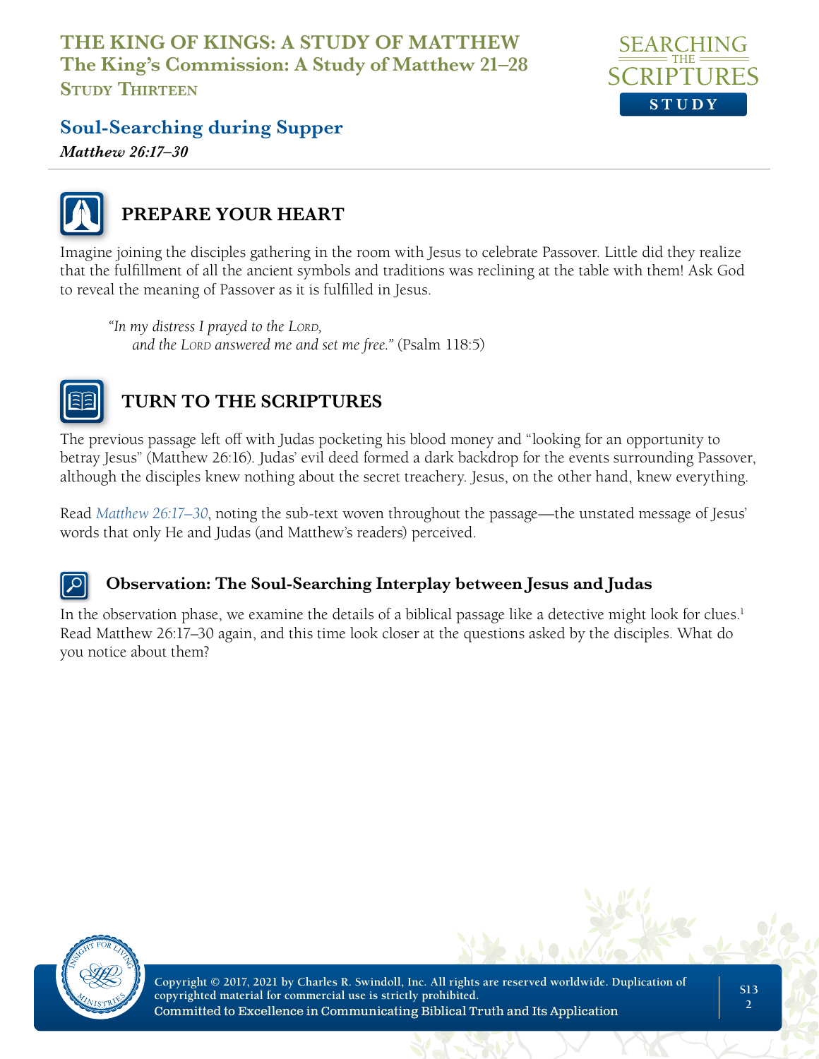## Soul-Searching during Supper

***Matthew 26:17–30***

### PREPARE YOUR HEART

Imagine joining the disciples gathering in the room with Jesus to celebrate Passover. Little did they realize that the fulfillment of all the ancient symbols and traditions was reclining at the table with them! Ask God to reveal the meaning of Passover as it is fulfilled in Jesus.

> *"In my distress I prayed to the Lord,*
> *and the Lord answered me and set me free."* (Psalm 118:5)

### TURN TO THE SCRIPTURES

The previous passage left off with Judas pocketing his blood money and "looking for an opportunity to betray Jesus" (Matthew 26:16). Judas' evil deed formed a dark backdrop for the events surrounding Passover, although the disciples knew nothing about the secret treachery. Jesus, on the other hand, knew everything.

Read *Matthew 26:17–30*, noting the sub-text woven throughout the passage—the unstated message of Jesus' words that only He and Judas (and Matthew's readers) perceived.

#### Observation: The Soul-Searching Interplay between Jesus and Judas

In the observation phase, we examine the details of a biblical passage like a detective might look for clues.[1] Read Matthew 26:17–30 again, and this time look closer at the questions asked by the disciples. What do you notice about them?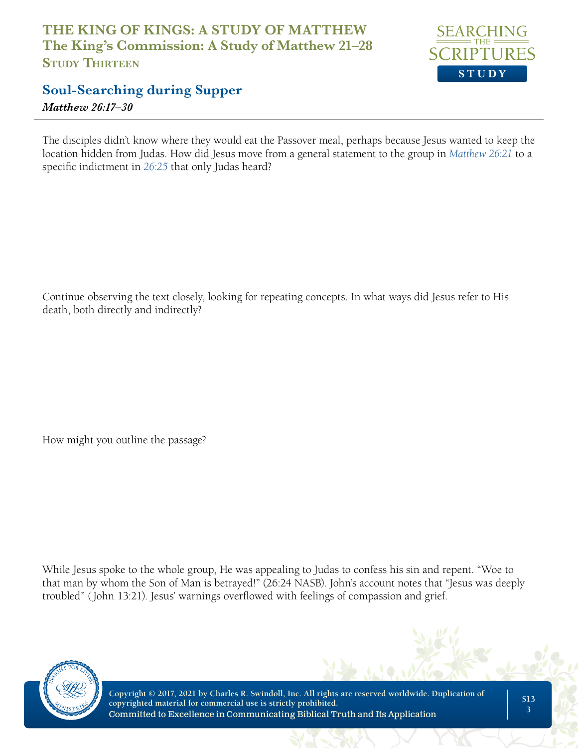# THE KING OF KINGS: A STUDY OF MATTHEW
## The King's Commission: A Study of Matthew 21–28
### Study Thirteen

## Soul-Searching during Supper

***Matthew 26:17–30***

The disciples didn't know where they would eat the Passover meal, perhaps because Jesus wanted to keep the location hidden from Judas. How did Jesus move from a general statement to the group in *Matthew 26:21* to a specific indictment in *26:25* that only Judas heard?

Continue observing the text closely, looking for repeating concepts. In what ways did Jesus refer to His death, both directly and indirectly?

How might you outline the passage?

While Jesus spoke to the whole group, He was appealing to Judas to confess his sin and repent. "Woe to that man by whom the Son of Man is betrayed!" (26:24 NASB). John's account notes that "Jesus was deeply troubled" (John 13:21). Jesus' warnings overflowed with feelings of compassion and grief.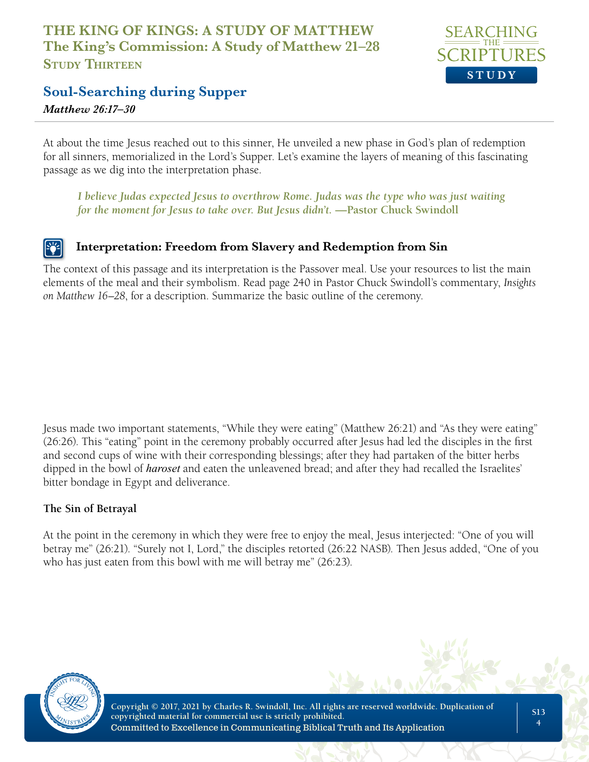At about the time Jesus reached out to this sinner, He unveiled a new phase in God's plan of redemption for all sinners, memorialized in the Lord's Supper. Let's examine the layers of meaning of this fascinating passage as we dig into the interpretation phase.

> ***I believe Judas expected Jesus to overthrow Rome. Judas was the type who was just waiting for the moment for Jesus to take over. But Jesus didn't.* —Pastor Chuck Swindoll**

### Interpretation: Freedom from Slavery and Redemption from Sin

The context of this passage and its interpretation is the Passover meal. Use your resources to list the main elements of the meal and their symbolism. Read page 240 in Pastor Chuck Swindoll's commentary, *Insights on Matthew 16–28*, for a description. Summarize the basic outline of the ceremony.

Jesus made two important statements, "While they were eating" (Matthew 26:21) and "As they were eating" (26:26). This "eating" point in the ceremony probably occurred after Jesus had led the disciples in the first and second cups of wine with their corresponding blessings; after they had partaken of the bitter herbs dipped in the bowl of ***haroset*** and eaten the unleavened bread; and after they had recalled the Israelites' bitter bondage in Egypt and deliverance.

**The Sin of Betrayal**

At the point in the ceremony in which they were free to enjoy the meal, Jesus interjected: "One of you will betray me" (26:21). "Surely not I, Lord," the disciples retorted (26:22 NASB). Then Jesus added, "One of you who has just eaten from this bowl with me will betray me" (26:23).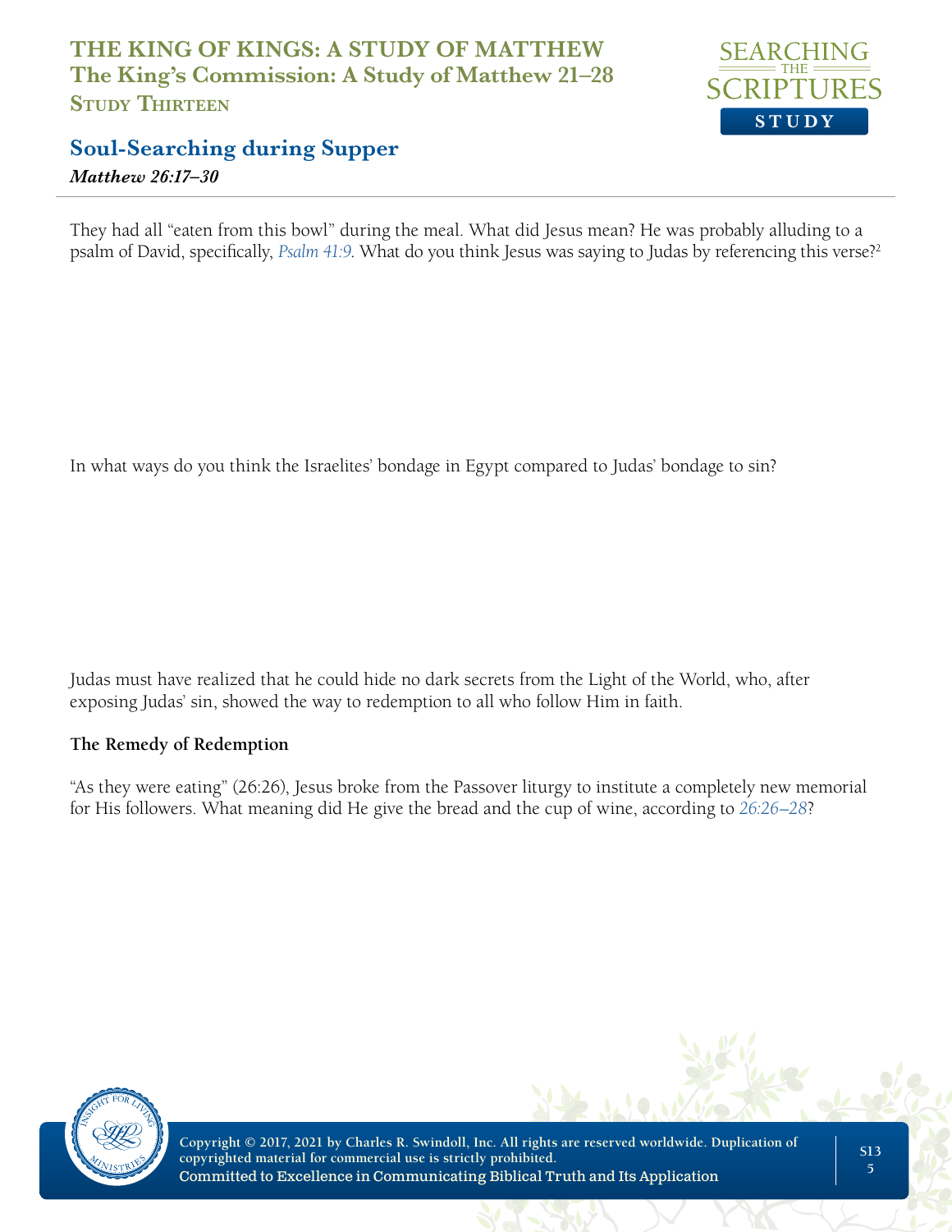They had all "eaten from this bowl" during the meal. What did Jesus mean? He was probably alluding to a psalm of David, specifically, *Psalm 41:9*. What do you think Jesus was saying to Judas by referencing this verse?[2]

In what ways do you think the Israelites' bondage in Egypt compared to Judas' bondage to sin?

Judas must have realized that he could hide no dark secrets from the Light of the World, who, after exposing Judas' sin, showed the way to redemption to all who follow Him in faith.

**The Remedy of Redemption**

"As they were eating" (26:26), Jesus broke from the Passover liturgy to institute a completely new memorial for His followers. What meaning did He give the bread and the cup of wine, according to *26:26–28*?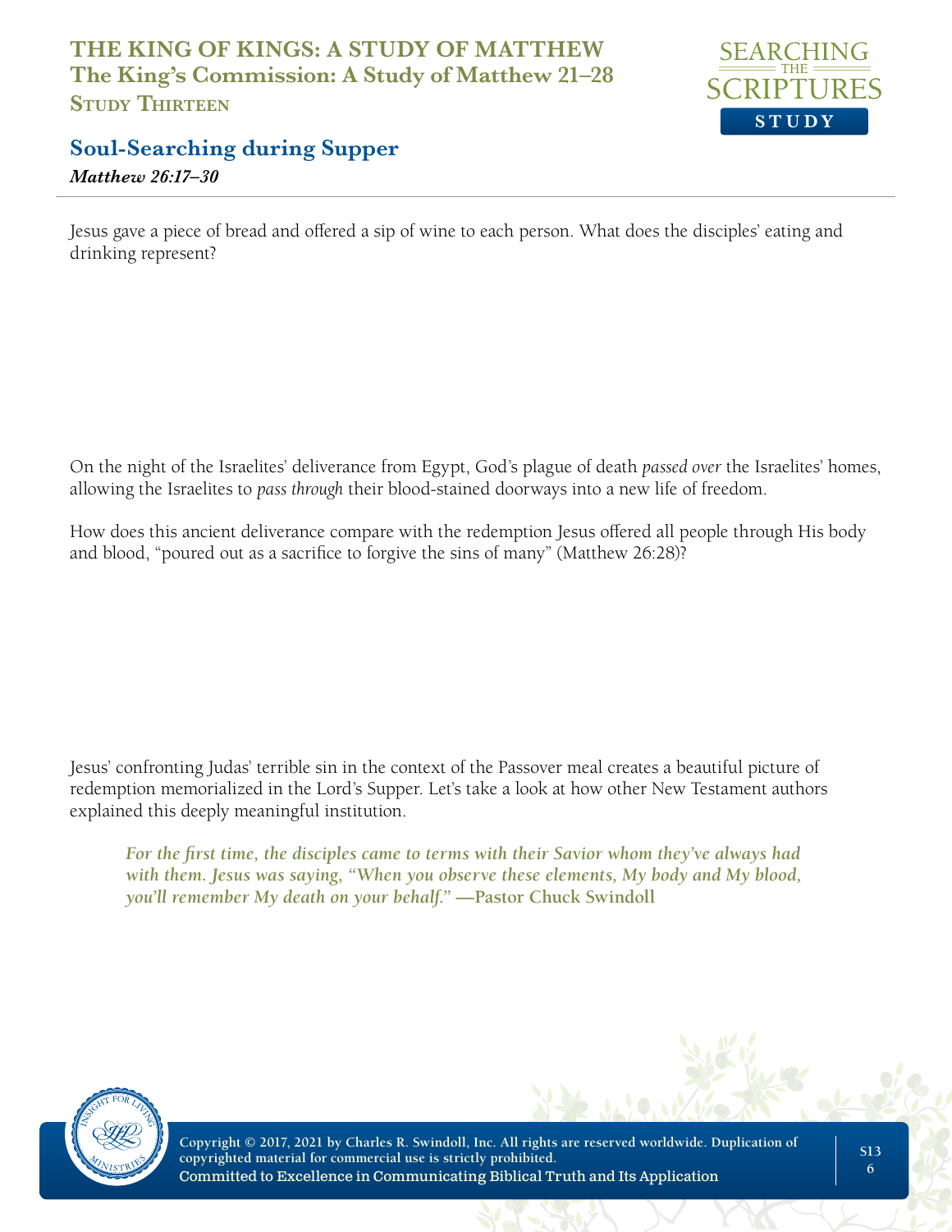Jesus gave a piece of bread and offered a sip of wine to each person. What does the disciples' eating and drinking represent?

On the night of the Israelites' deliverance from Egypt, God's plague of death *passed over* the Israelites' homes, allowing the Israelites to *pass through* their blood-stained doorways into a new life of freedom.

How does this ancient deliverance compare with the redemption Jesus offered all people through His body and blood, "poured out as a sacrifice to forgive the sins of many" (Matthew 26:28)?

Jesus' confronting Judas' terrible sin in the context of the Passover meal creates a beautiful picture of redemption memorialized in the Lord's Supper. Let's take a look at how other New Testament authors explained this deeply meaningful institution.

> ***For the first time, the disciples came to terms with their Savior whom they've always had with them. Jesus was saying, "When you observe these elements, My body and My blood, you'll remember My death on your behalf."*** **—Pastor Chuck Swindoll**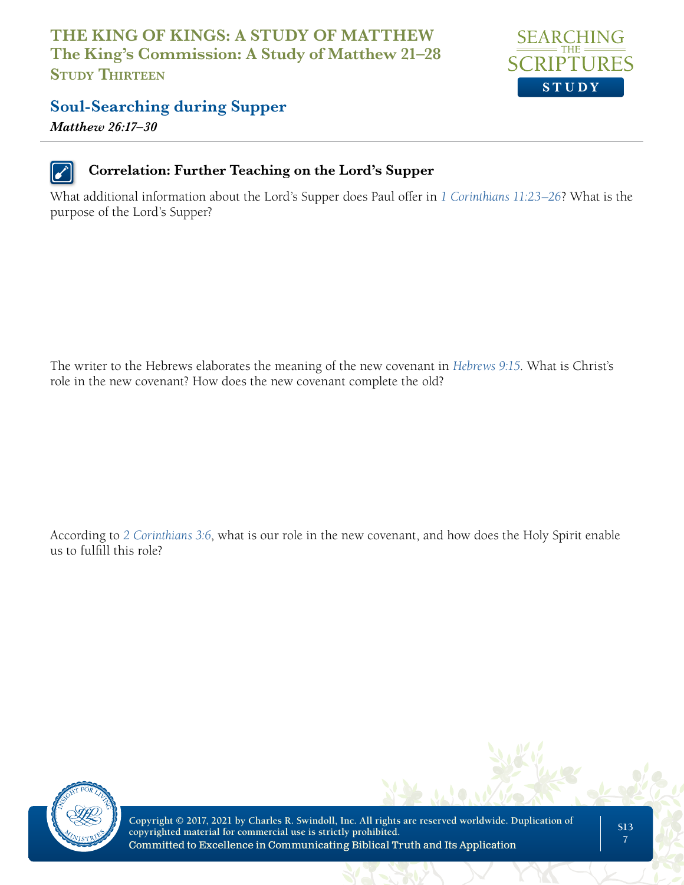# THE KING OF KINGS: A STUDY OF MATTHEW
## The King's Commission: A Study of Matthew 21–28
### Study Thirteen

## Soul-Searching during Supper

***Matthew 26:17–30***

### Correlation: Further Teaching on the Lord's Supper

What additional information about the Lord's Supper does Paul offer in *1 Corinthians 11:23–26*? What is the purpose of the Lord's Supper?

The writer to the Hebrews elaborates the meaning of the new covenant in *Hebrews 9:15*. What is Christ's role in the new covenant? How does the new covenant complete the old?

According to *2 Corinthians 3:6*, what is our role in the new covenant, and how does the Holy Spirit enable us to fulfill this role?

**Copyright © 2017, 2021 by Charles R. Swindoll, Inc. All rights are reserved worldwide. Duplication of copyrighted material for commercial use is strictly prohibited.**
**Committed to Excellence in Communicating Biblical Truth and Its Application**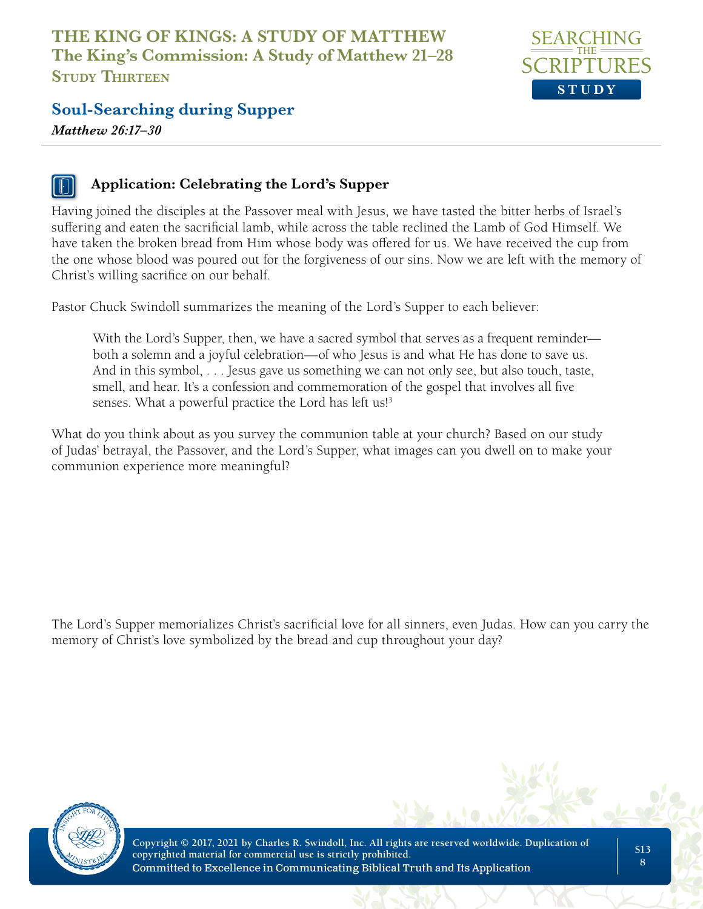## Application: Celebrating the Lord's Supper

Having joined the disciples at the Passover meal with Jesus, we have tasted the bitter herbs of Israel's suffering and eaten the sacrificial lamb, while across the table reclined the Lamb of God Himself. We have taken the broken bread from Him whose body was offered for us. We have received the cup from the one whose blood was poured out for the forgiveness of our sins. Now we are left with the memory of Christ's willing sacrifice on our behalf.

Pastor Chuck Swindoll summarizes the meaning of the Lord's Supper to each believer:

> With the Lord's Supper, then, we have a sacred symbol that serves as a frequent reminder—both a solemn and a joyful celebration—of who Jesus is and what He has done to save us. And in this symbol, . . . Jesus gave us something we can not only see, but also touch, taste, smell, and hear. It's a confession and commemoration of the gospel that involves all five senses. What a powerful practice the Lord has left us![3]

What do you think about as you survey the communion table at your church? Based on our study of Judas' betrayal, the Passover, and the Lord's Supper, what images can you dwell on to make your communion experience more meaningful?

The Lord's Supper memorializes Christ's sacrificial love for all sinners, even Judas. How can you carry the memory of Christ's love symbolized by the bread and cup throughout your day?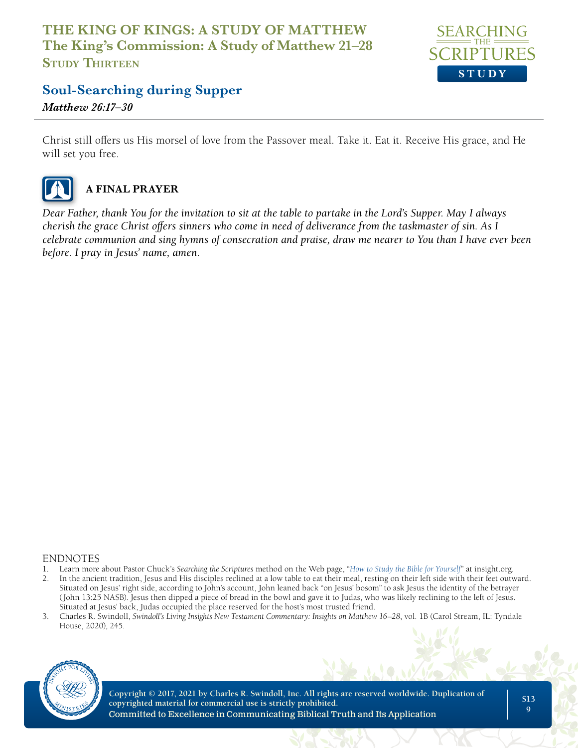Christ still offers us His morsel of love from the Passover meal. Take it. Eat it. Receive His grace, and He will set you free.

## A FINAL PRAYER

*Dear Father, thank You for the invitation to sit at the table to partake in the Lord's Supper. May I always cherish the grace Christ offers sinners who come in need of deliverance from the taskmaster of sin. As I celebrate communion and sing hymns of consecration and praise, draw me nearer to You than I have ever been before. I pray in Jesus' name, amen.*

## ENDNOTES

1. Learn more about Pastor Chuck's *Searching the Scriptures* method on the Web page, "*How to Study the Bible for Yourself*" at insight.org.
2. In the ancient tradition, Jesus and His disciples reclined at a low table to eat their meal, resting on their left side with their feet outward. Situated on Jesus' right side, according to John's account, John leaned back "on Jesus' bosom" to ask Jesus the identity of the betrayer (John 13:25 NASB). Jesus then dipped a piece of bread in the bowl and gave it to Judas, who was likely reclining to the left of Jesus. Situated at Jesus' back, Judas occupied the place reserved for the host's most trusted friend.
3. Charles R. Swindoll, *Swindoll's Living Insights New Testament Commentary: Insights on Matthew 16–28*, vol. 1B (Carol Stream, IL: Tyndale House, 2020), 245.

**Copyright © 2017, 2021 by Charles R. Swindoll, Inc. All rights are reserved worldwide. Duplication of copyrighted material for commercial use is strictly prohibited.**
**Committed to Excellence in Communicating Biblical Truth and Its Application**